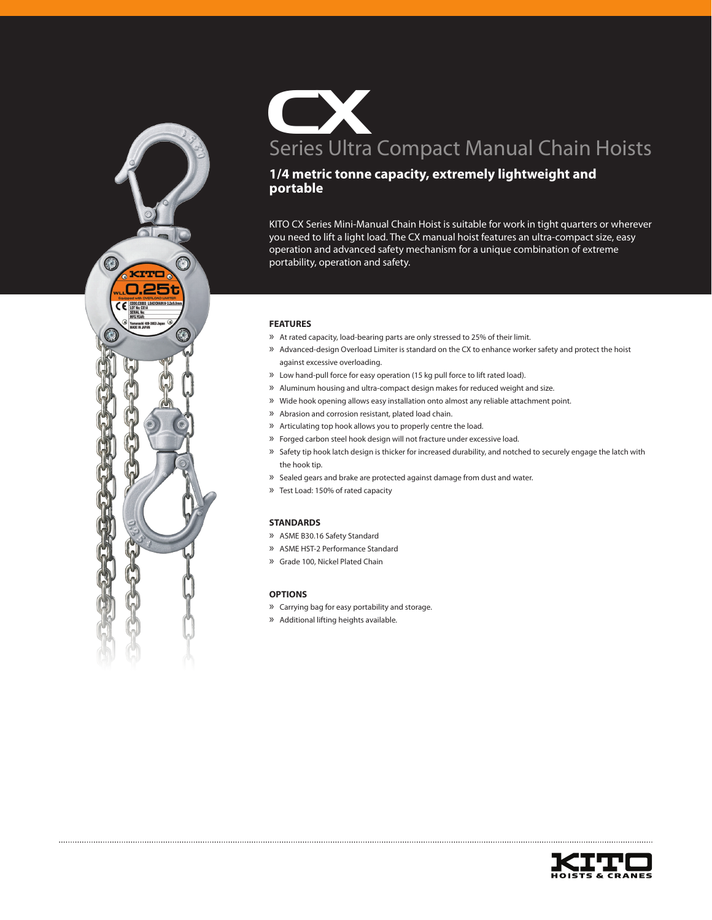# CX Series Ultra Compact Manual Chain Hoists

## 1/4 metric tonne capacity, extremely lightweight and portable

KITO CX Series Mini-Manual Chain Hoist is suitable for work in tight quarters or wherever you need to lift a light load. The CX manual hoist features an ultra-compact size, easy operation and advanced safety mechanism for a unique combination of extreme portability, operation and safety.

### FEATURES

- At rated capacity, load-bearing parts are only stressed to 25% of their limit.
- Advanced-design Overload Limiter is standard on the CX to enhance worker safety and protect the hoist against excessive overloading.
- Low hand-pull force for easy operation (15 kg pull force to lift rated load).
- Aluminum housing and ultra-compact design makes for reduced weight and size.
- Wide hook opening allows easy installation onto almost any reliable attachment point.
- Abrasion and corrosion resistant, plated load chain.
- Articulating top hook allows you to properly centre the load.
- Forged carbon steel hook design will not fracture under excessive load.
- Safety tip hook latch design is thicker for increased durability, and notched to securely engage the latch with the hook tip.
- Sealed gears and brake are protected against damage from dust and water.
- Test Load: 150% of rated capacity

### STANDARDS

- ASME B30.16 Safety Standard
- ASME HST-2 Performance Standard
- Grade 100, Nickel Plated Chain

### OPTIONS

- Carrying bag for easy portability and storage.
- Additional lifting heights available.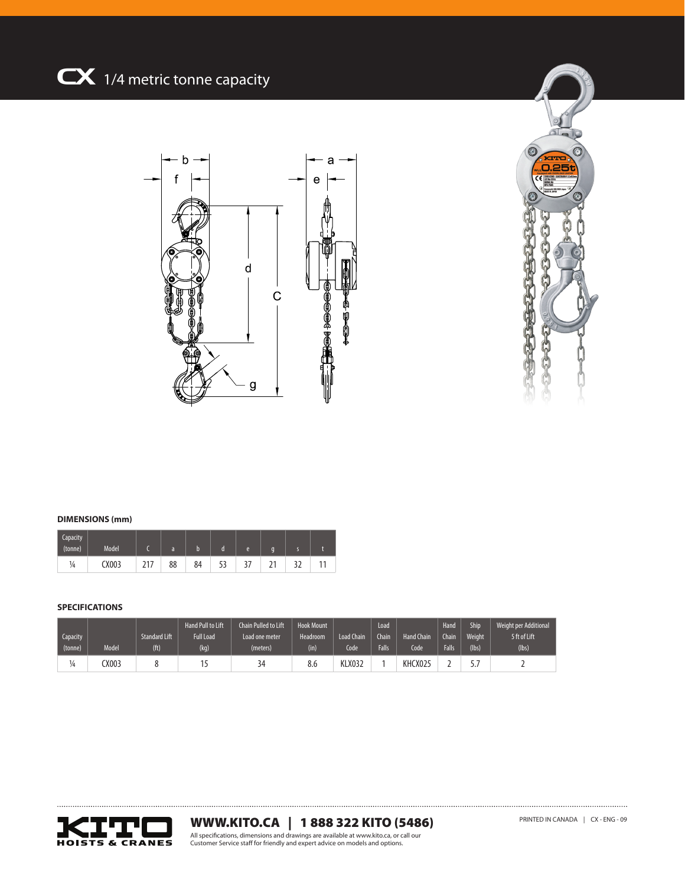# CX 1/4 metric tonne capacity

b
f
a
e
d
C
g

**DIMENSIONS (mm)**

| Capacity (tonne) | Model | C | a | b | d | e | g | s | t |
|---|---|---|---|---|---|---|---|---|---|
| ¼ | CX003 | 217 | 88 | 84 | 53 | 37 | 21 | 32 | 11 |

**SPECIFICATIONS**

| Capacity (tonne) | Model | Standard Lift (ft) | Hand Pull to Lift Full Load (kg) | Chain Pulled to Lift Load one meter (meters) | Hook Mount Headroom (in) | Load Chain Code | Load Chain Falls | Hand Chain Code | Hand Chain Falls | Ship Weight (lbs) | Weight per Additional 5 ft of Lift (lbs) |
|---|---|---|---|---|---|---|---|---|---|---|---|
| ¼ | CX003 | 8 | 15 | 34 | 8.6 | KLX032 | 1 | KHCX025 | 2 | 5.7 | 2 |

KITO HOISTS & CRANES

**WWW.KITO.CA | 1 888 322 KITO (5486)**

All specifications, dimensions and drawings are available at www.kito.ca, or call our Customer Service staff for friendly and expert advice on models and options.

PRINTED IN CANADA | CX - ENG - 09